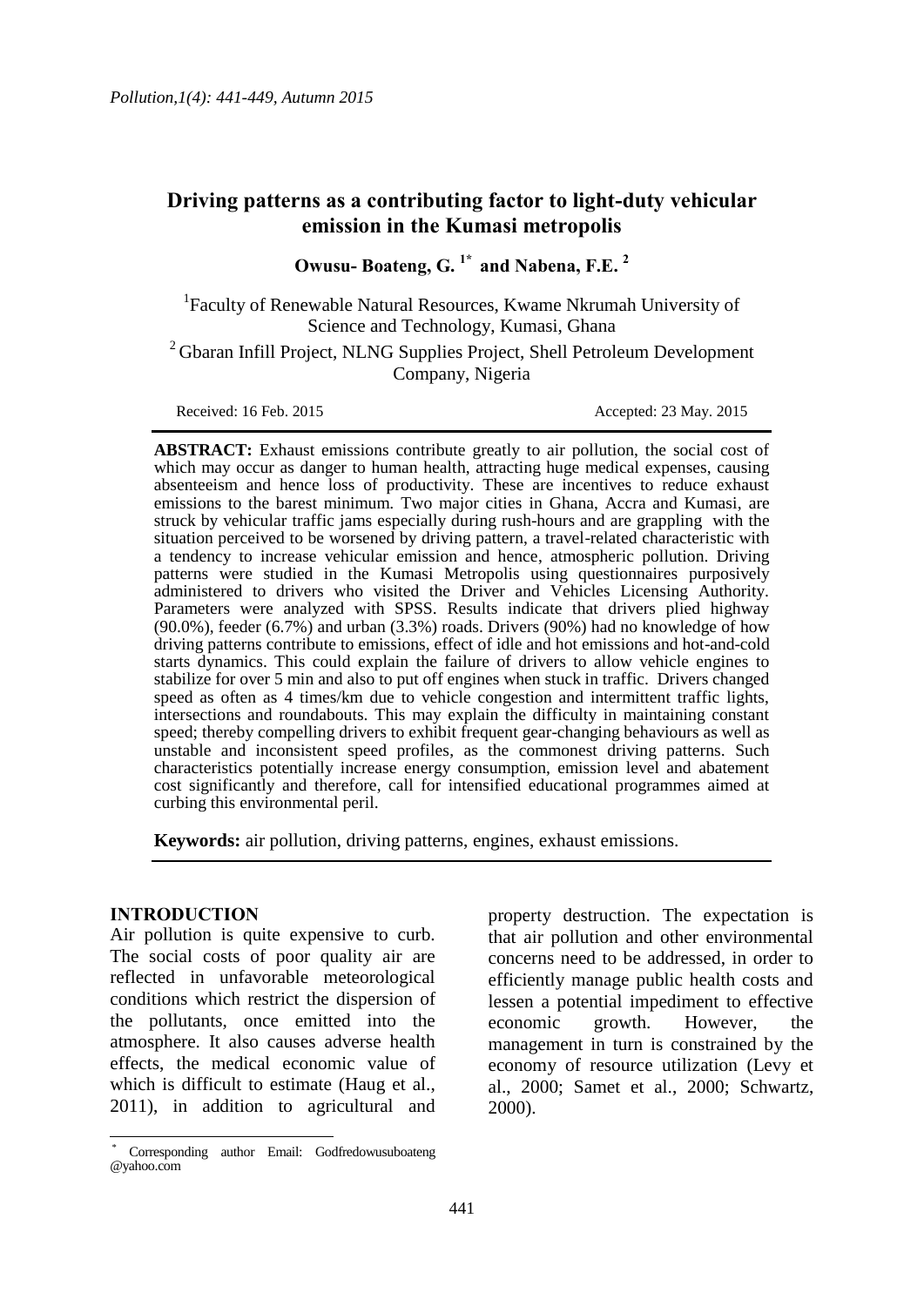# Driving patterns as a contributing factor to light-duty vehicular emission in the Kumasi metropolis

**Owusu- Boateng, G. [1*] and Nabena, F.E. [2]**

[1]Faculty of Renewable Natural Resources, Kwame Nkrumah University of Science and Technology, Kumasi, Ghana

[2] Gbaran Infill Project, NLNG Supplies Project, Shell Petroleum Development Company, Nigeria

Received: 16 Feb. 2015 Accepted: 23 May. 2015

**ABSTRACT:** Exhaust emissions contribute greatly to air pollution, the social cost of which may occur as danger to human health, attracting huge medical expenses, causing absenteeism and hence loss of productivity. These are incentives to reduce exhaust emissions to the barest minimum. Two major cities in Ghana, Accra and Kumasi, are struck by vehicular traffic jams especially during rush-hours and are grappling with the situation perceived to be worsened by driving pattern, a travel-related characteristic with a tendency to increase vehicular emission and hence, atmospheric pollution. Driving patterns were studied in the Kumasi Metropolis using questionnaires purposively administered to drivers who visited the Driver and Vehicles Licensing Authority. Parameters were analyzed with SPSS. Results indicate that drivers plied highway (90.0%), feeder (6.7%) and urban (3.3%) roads. Drivers (90%) had no knowledge of how driving patterns contribute to emissions, effect of idle and hot emissions and hot-and-cold starts dynamics. This could explain the failure of drivers to allow vehicle engines to stabilize for over 5 min and also to put off engines when stuck in traffic. Drivers changed speed as often as 4 times/km due to vehicle congestion and intermittent traffic lights, intersections and roundabouts. This may explain the difficulty in maintaining constant speed; thereby compelling drivers to exhibit frequent gear-changing behaviours as well as unstable and inconsistent speed profiles, as the commonest driving patterns. Such characteristics potentially increase energy consumption, emission level and abatement cost significantly and therefore, call for intensified educational programmes aimed at curbing this environmental peril.

**Keywords:** air pollution, driving patterns, engines, exhaust emissions.

## INTRODUCTION

Air pollution is quite expensive to curb. The social costs of poor quality air are reflected in unfavorable meteorological conditions which restrict the dispersion of the pollutants, once emitted into the atmosphere. It also causes adverse health effects, the medical economic value of which is difficult to estimate (Haug et al., 2011), in addition to agricultural and property destruction. The expectation is that air pollution and other environmental concerns need to be addressed, in order to efficiently manage public health costs and lessen a potential impediment to effective economic growth. However, the management in turn is constrained by the economy of resource utilization (Levy et al., 2000; Samet et al., 2000; Schwartz, 2000).

[*] Corresponding author Email: Godfredowusuboateng@yahoo.com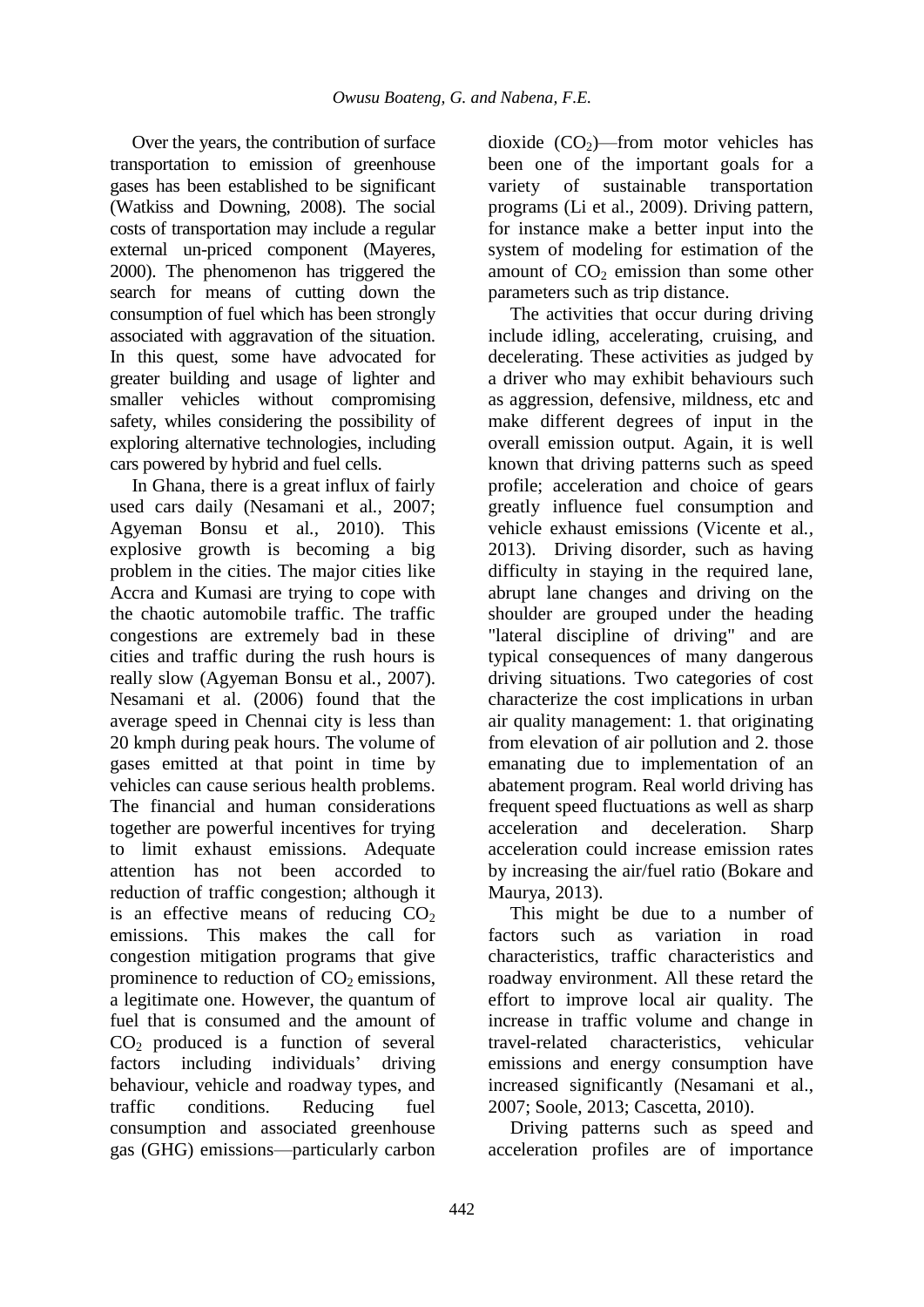Over the years, the contribution of surface transportation to emission of greenhouse gases has been established to be significant (Watkiss and Downing, 2008). The social costs of transportation may include a regular external un-priced component (Mayeres, 2000). The phenomenon has triggered the search for means of cutting down the consumption of fuel which has been strongly associated with aggravation of the situation. In this quest, some have advocated for greater building and usage of lighter and smaller vehicles without compromising safety, whiles considering the possibility of exploring alternative technologies, including cars powered by hybrid and fuel cells.

In Ghana, there is a great influx of fairly used cars daily (Nesamani et al., 2007; Agyeman Bonsu et al., 2010). This explosive growth is becoming a big problem in the cities. The major cities like Accra and Kumasi are trying to cope with the chaotic automobile traffic. The traffic congestions are extremely bad in these cities and traffic during the rush hours is really slow (Agyeman Bonsu et al., 2007). Nesamani et al. (2006) found that the average speed in Chennai city is less than 20 kmph during peak hours. The volume of gases emitted at that point in time by vehicles can cause serious health problems. The financial and human considerations together are powerful incentives for trying to limit exhaust emissions. Adequate attention has not been accorded to reduction of traffic congestion; although it is an effective means of reducing $CO_2$ emissions. This makes the call for congestion mitigation programs that give prominence to reduction of $CO_2$ emissions, a legitimate one. However, the quantum of fuel that is consumed and the amount of $CO_2$ produced is a function of several factors including individuals' driving behaviour, vehicle and roadway types, and traffic conditions. Reducing fuel consumption and associated greenhouse gas (GHG) emissions—particularly carbon dioxide ($CO_2$)—from motor vehicles has been one of the important goals for a variety of sustainable transportation programs (Li et al., 2009). Driving pattern, for instance make a better input into the system of modeling for estimation of the amount of $CO_2$ emission than some other parameters such as trip distance.

The activities that occur during driving include idling, accelerating, cruising, and decelerating. These activities as judged by a driver who may exhibit behaviours such as aggression, defensive, mildness, etc and make different degrees of input in the overall emission output. Again, it is well known that driving patterns such as speed profile; acceleration and choice of gears greatly influence fuel consumption and vehicle exhaust emissions (Vicente et al., 2013). Driving disorder, such as having difficulty in staying in the required lane, abrupt lane changes and driving on the shoulder are grouped under the heading "lateral discipline of driving" and are typical consequences of many dangerous driving situations. Two categories of cost characterize the cost implications in urban air quality management: 1. that originating from elevation of air pollution and 2. those emanating due to implementation of an abatement program. Real world driving has frequent speed fluctuations as well as sharp acceleration and deceleration. Sharp acceleration could increase emission rates by increasing the air/fuel ratio (Bokare and Maurya, 2013).

This might be due to a number of factors such as variation in road characteristics, traffic characteristics and roadway environment. All these retard the effort to improve local air quality. The increase in traffic volume and change in travel-related characteristics, vehicular emissions and energy consumption have increased significantly (Nesamani et al., 2007; Soole, 2013; Cascetta, 2010).

Driving patterns such as speed and acceleration profiles are of importance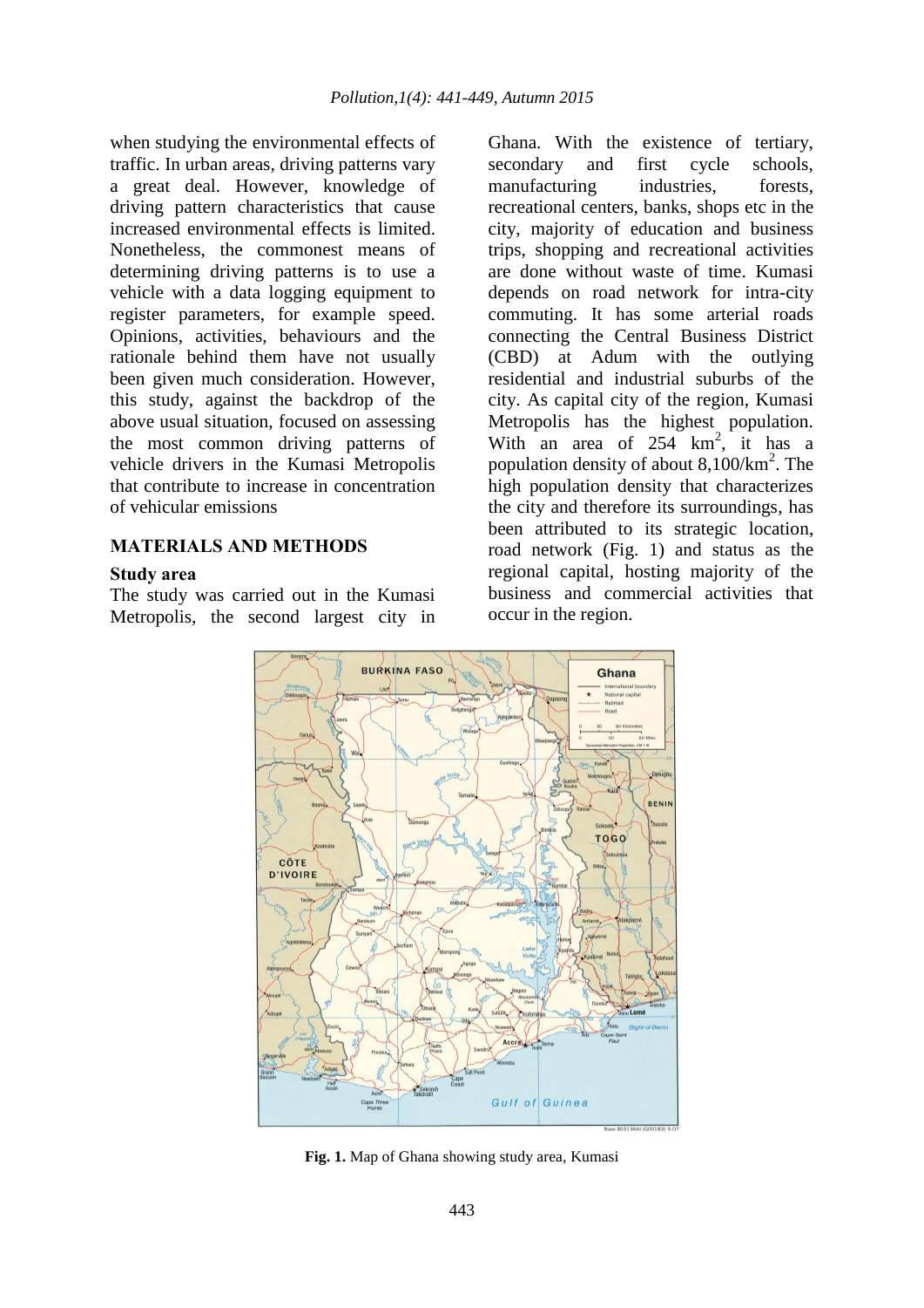when studying the environmental effects of traffic. In urban areas, driving patterns vary a great deal. However, knowledge of driving pattern characteristics that cause increased environmental effects is limited. Nonetheless, the commonest means of determining driving patterns is to use a vehicle with a data logging equipment to register parameters, for example speed. Opinions, activities, behaviours and the rationale behind them have not usually been given much consideration. However, this study, against the backdrop of the above usual situation, focused on assessing the most common driving patterns of vehicle drivers in the Kumasi Metropolis that contribute to increase in concentration of vehicular emissions

## MATERIALS AND METHODS

### Study area

The study was carried out in the Kumasi Metropolis, the second largest city in Ghana. With the existence of tertiary, secondary and first cycle schools, manufacturing industries, forests, recreational centers, banks, shops etc in the city, majority of education and business trips, shopping and recreational activities are done without waste of time. Kumasi depends on road network for intra-city commuting. It has some arterial roads connecting the Central Business District (CBD) at Adum with the outlying residential and industrial suburbs of the city. As capital city of the region, Kumasi Metropolis has the highest population. With an area of 254 $km^2$, it has a population density of about 8,100/$km^2$. The high population density that characterizes the city and therefore its surroundings, has been attributed to its strategic location, road network (Fig. 1) and status as the regional capital, hosting majority of the business and commercial activities that occur in the region.

**Fig. 1.** Map of Ghana showing study area, Kumasi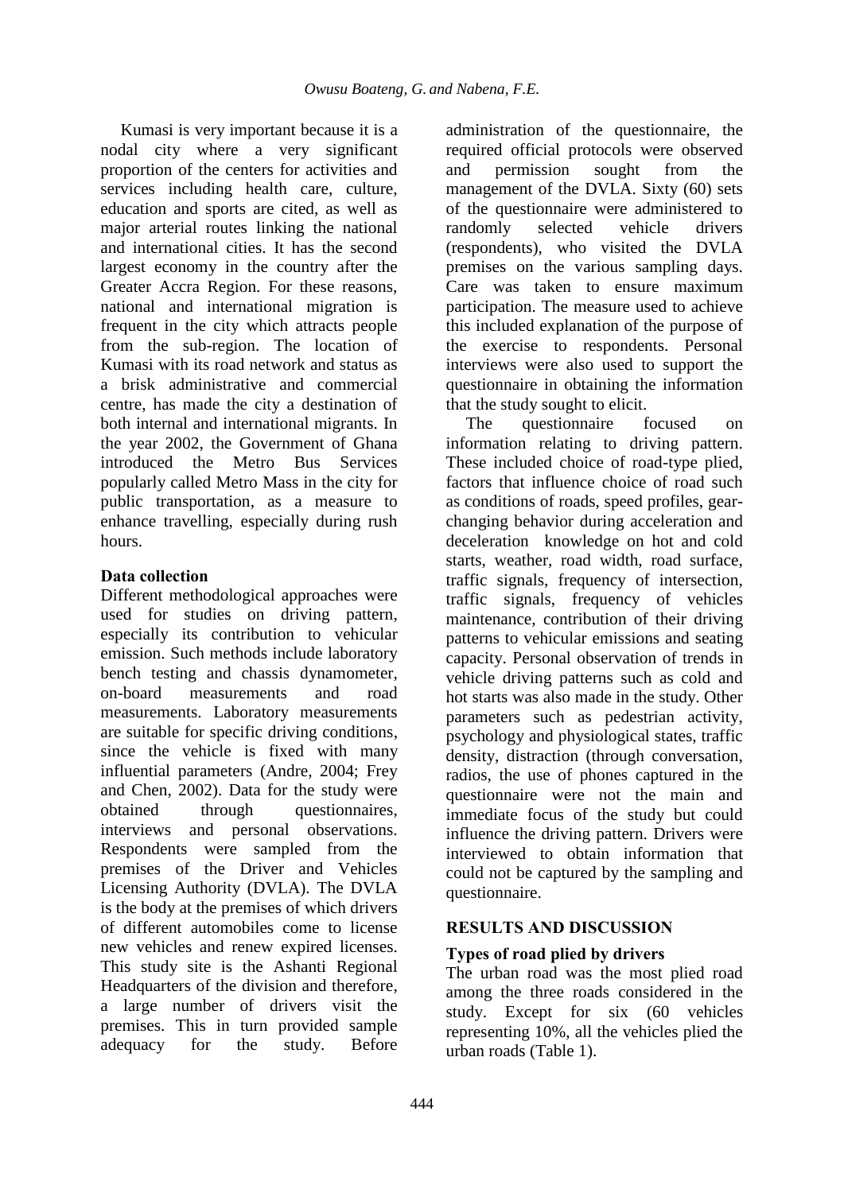Kumasi is very important because it is a nodal city where a very significant proportion of the centers for activities and services including health care, culture, education and sports are cited, as well as major arterial routes linking the national and international cities. It has the second largest economy in the country after the Greater Accra Region. For these reasons, national and international migration is frequent in the city which attracts people from the sub-region. The location of Kumasi with its road network and status as a brisk administrative and commercial centre, has made the city a destination of both internal and international migrants. In the year 2002, the Government of Ghana introduced the Metro Bus Services popularly called Metro Mass in the city for public transportation, as a measure to enhance travelling, especially during rush hours.

**Data collection**

Different methodological approaches were used for studies on driving pattern, especially its contribution to vehicular emission. Such methods include laboratory bench testing and chassis dynamometer, on-board measurements and road measurements. Laboratory measurements are suitable for specific driving conditions, since the vehicle is fixed with many influential parameters (Andre, 2004; Frey and Chen, 2002). Data for the study were obtained through questionnaires, interviews and personal observations. Respondents were sampled from the premises of the Driver and Vehicles Licensing Authority (DVLA). The DVLA is the body at the premises of which drivers of different automobiles come to license new vehicles and renew expired licenses. This study site is the Ashanti Regional Headquarters of the division and therefore, a large number of drivers visit the premises. This in turn provided sample adequacy for the study. Before administration of the questionnaire, the required official protocols were observed and permission sought from the management of the DVLA. Sixty (60) sets of the questionnaire were administered to randomly selected vehicle drivers (respondents), who visited the DVLA premises on the various sampling days. Care was taken to ensure maximum participation. The measure used to achieve this included explanation of the purpose of the exercise to respondents. Personal interviews were also used to support the questionnaire in obtaining the information that the study sought to elicit.

The questionnaire focused on information relating to driving pattern. These included choice of road-type plied, factors that influence choice of road such as conditions of roads, speed profiles, gear-changing behavior during acceleration and deceleration knowledge on hot and cold starts, weather, road width, road surface, traffic signals, frequency of intersection, traffic signals, frequency of vehicles maintenance, contribution of their driving patterns to vehicular emissions and seating capacity. Personal observation of trends in vehicle driving patterns such as cold and hot starts was also made in the study. Other parameters such as pedestrian activity, psychology and physiological states, traffic density, distraction (through conversation, radios, the use of phones captured in the questionnaire were not the main and immediate focus of the study but could influence the driving pattern. Drivers were interviewed to obtain information that could not be captured by the sampling and questionnaire.

## RESULTS AND DISCUSSION

### Types of road plied by drivers

The urban road was the most plied road among the three roads considered in the study. Except for six (60 vehicles representing 10%, all the vehicles plied the urban roads (Table 1).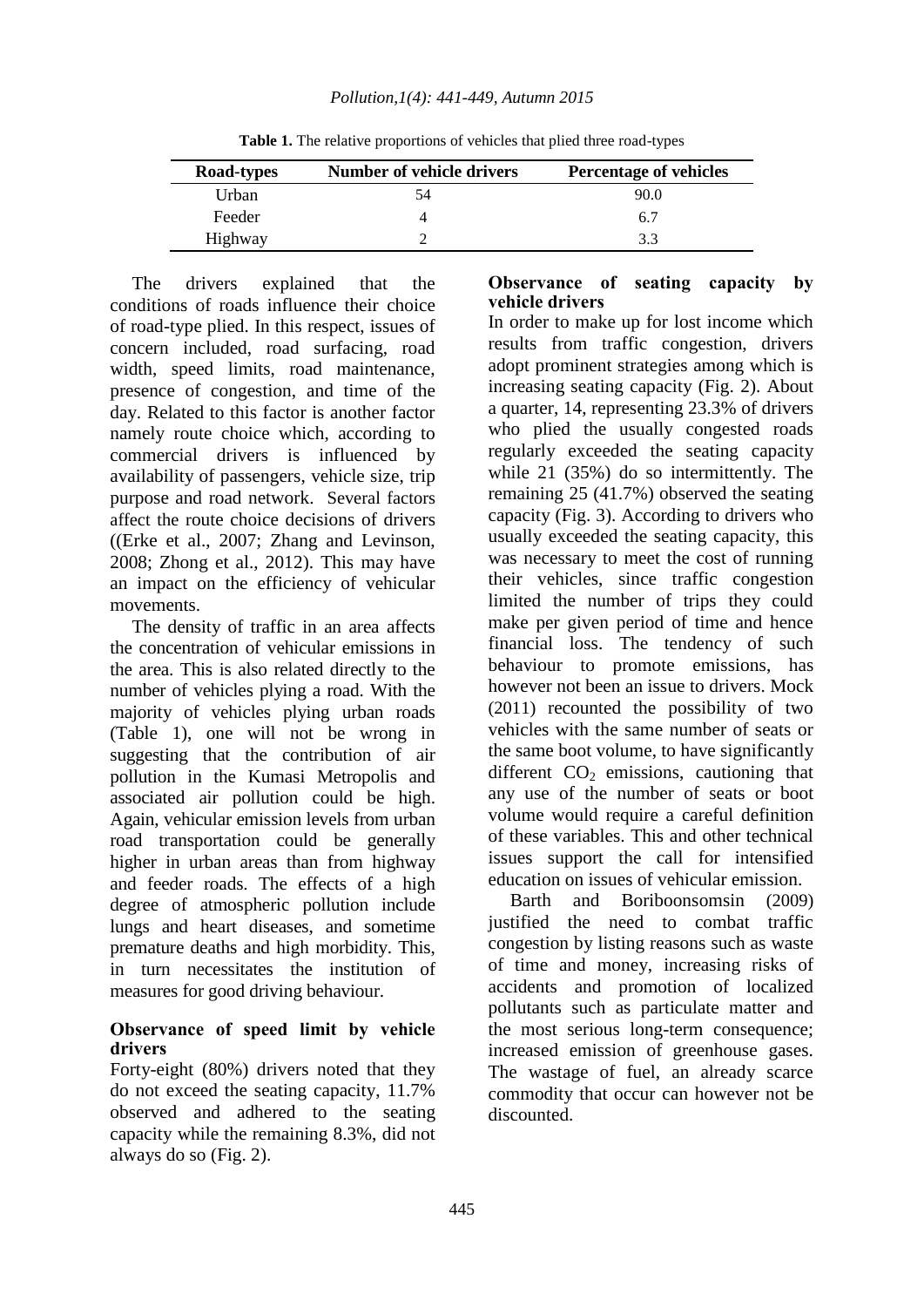**Table 1.** The relative proportions of vehicles that plied three road-types

| Road-types | Number of vehicle drivers | Percentage of vehicles |
|---|---|---|
| Urban | 54 | 90.0 |
| Feeder | 4 | 6.7 |
| Highway | 2 | 3.3 |

The drivers explained that the conditions of roads influence their choice of road-type plied. In this respect, issues of concern included, road surfacing, road width, speed limits, road maintenance, presence of congestion, and time of the day. Related to this factor is another factor namely route choice which, according to commercial drivers is influenced by availability of passengers, vehicle size, trip purpose and road network. Several factors affect the route choice decisions of drivers ((Erke et al., 2007; Zhang and Levinson, 2008; Zhong et al., 2012). This may have an impact on the efficiency of vehicular movements.

The density of traffic in an area affects the concentration of vehicular emissions in the area. This is also related directly to the number of vehicles plying a road. With the majority of vehicles plying urban roads (Table 1), one will not be wrong in suggesting that the contribution of air pollution in the Kumasi Metropolis and associated air pollution could be high. Again, vehicular emission levels from urban road transportation could be generally higher in urban areas than from highway and feeder roads. The effects of a high degree of atmospheric pollution include lungs and heart diseases, and sometime premature deaths and high morbidity. This, in turn necessitates the institution of measures for good driving behaviour.

### Observance of speed limit by vehicle drivers

Forty-eight (80%) drivers noted that they do not exceed the seating capacity, 11.7% observed and adhered to the seating capacity while the remaining 8.3%, did not always do so (Fig. 2).

### Observance of seating capacity by vehicle drivers

In order to make up for lost income which results from traffic congestion, drivers adopt prominent strategies among which is increasing seating capacity (Fig. 2). About a quarter, 14, representing 23.3% of drivers who plied the usually congested roads regularly exceeded the seating capacity while 21 (35%) do so intermittently. The remaining 25 (41.7%) observed the seating capacity (Fig. 3). According to drivers who usually exceeded the seating capacity, this was necessary to meet the cost of running their vehicles, since traffic congestion limited the number of trips they could make per given period of time and hence financial loss. The tendency of such behaviour to promote emissions, has however not been an issue to drivers. Mock (2011) recounted the possibility of two vehicles with the same number of seats or the same boot volume, to have significantly different $CO_2$ emissions, cautioning that any use of the number of seats or boot volume would require a careful definition of these variables. This and other technical issues support the call for intensified education on issues of vehicular emission.

Barth and Boriboonsomsin (2009) justified the need to combat traffic congestion by listing reasons such as waste of time and money, increasing risks of accidents and promotion of localized pollutants such as particulate matter and the most serious long-term consequence; increased emission of greenhouse gases. The wastage of fuel, an already scarce commodity that occur can however not be discounted.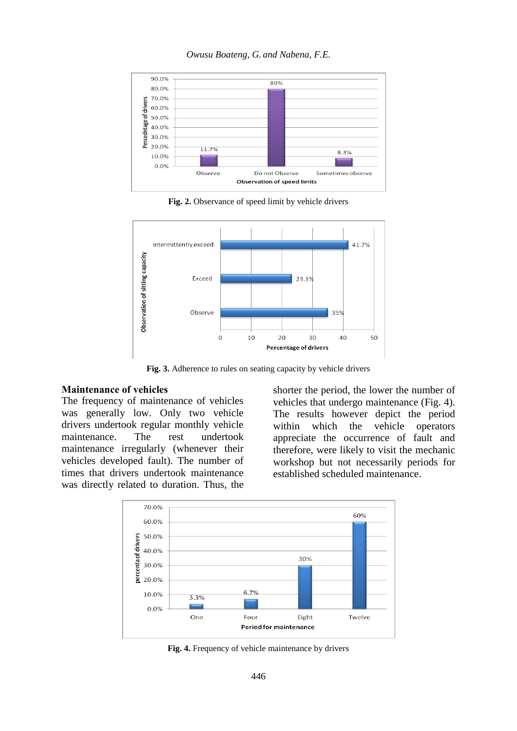Fig. 2. Observance of speed limit by vehicle drivers

Fig. 3. Adherence to rules on seating capacity by vehicle drivers

### Maintenance of vehicles

The frequency of maintenance of vehicles was generally low. Only two vehicle drivers undertook regular monthly vehicle maintenance. The rest undertook maintenance irregularly (whenever their vehicles developed fault). The number of times that drivers undertook maintenance was directly related to duration. Thus, the shorter the period, the lower the number of vehicles that undergo maintenance (Fig. 4). The results however depict the period within which the vehicle operators appreciate the occurrence of fault and therefore, were likely to visit the mechanic workshop but not necessarily periods for established scheduled maintenance.

Fig. 4. Frequency of vehicle maintenance by drivers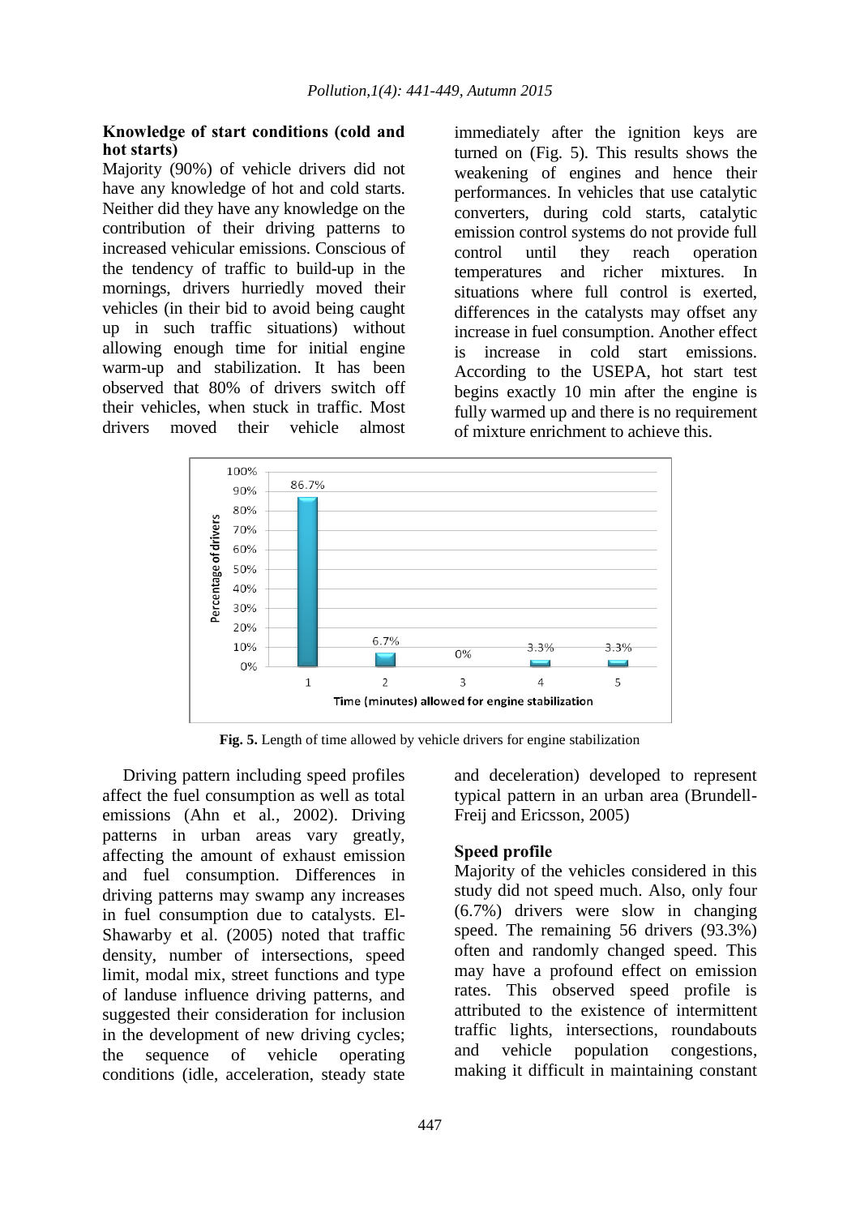### Knowledge of start conditions (cold and hot starts)

Majority (90%) of vehicle drivers did not have any knowledge of hot and cold starts. Neither did they have any knowledge on the contribution of their driving patterns to increased vehicular emissions. Conscious of the tendency of traffic to build-up in the mornings, drivers hurriedly moved their vehicles (in their bid to avoid being caught up in such traffic situations) without allowing enough time for initial engine warm-up and stabilization. It has been observed that 80% of drivers switch off their vehicles, when stuck in traffic. Most drivers moved their vehicle almost immediately after the ignition keys are turned on (Fig. 5). This results shows the weakening of engines and hence their performances. In vehicles that use catalytic converters, during cold starts, catalytic emission control systems do not provide full control until they reach operation temperatures and richer mixtures. In situations where full control is exerted, differences in the catalysts may offset any increase in fuel consumption. Another effect is increase in cold start emissions. According to the USEPA, hot start test begins exactly 10 min after the engine is fully warmed up and there is no requirement of mixture enrichment to achieve this.

| Time (minutes) allowed for engine stabilization | Percentage of drivers |
| --- | --- |
| 1 | 86.7% |
| 2 | 6.7% |
| 3 | 0% |
| 4 | 3.3% |
| 5 | 3.3% |

**Fig. 5.** Length of time allowed by vehicle drivers for engine stabilization

Driving pattern including speed profiles affect the fuel consumption as well as total emissions (Ahn et al., 2002). Driving patterns in urban areas vary greatly, affecting the amount of exhaust emission and fuel consumption. Differences in driving patterns may swamp any increases in fuel consumption due to catalysts. El-Shawarby et al. (2005) noted that traffic density, number of intersections, speed limit, modal mix, street functions and type of landuse influence driving patterns, and suggested their consideration for inclusion in the development of new driving cycles; the sequence of vehicle operating conditions (idle, acceleration, steady state and deceleration) developed to represent typical pattern in an urban area (Brundell-Freij and Ericsson, 2005)

### Speed profile

Majority of the vehicles considered in this study did not speed much. Also, only four (6.7%) drivers were slow in changing speed. The remaining 56 drivers (93.3%) often and randomly changed speed. This may have a profound effect on emission rates. This observed speed profile is attributed to the existence of intermittent traffic lights, intersections, roundabouts and vehicle population congestions, making it difficult in maintaining constant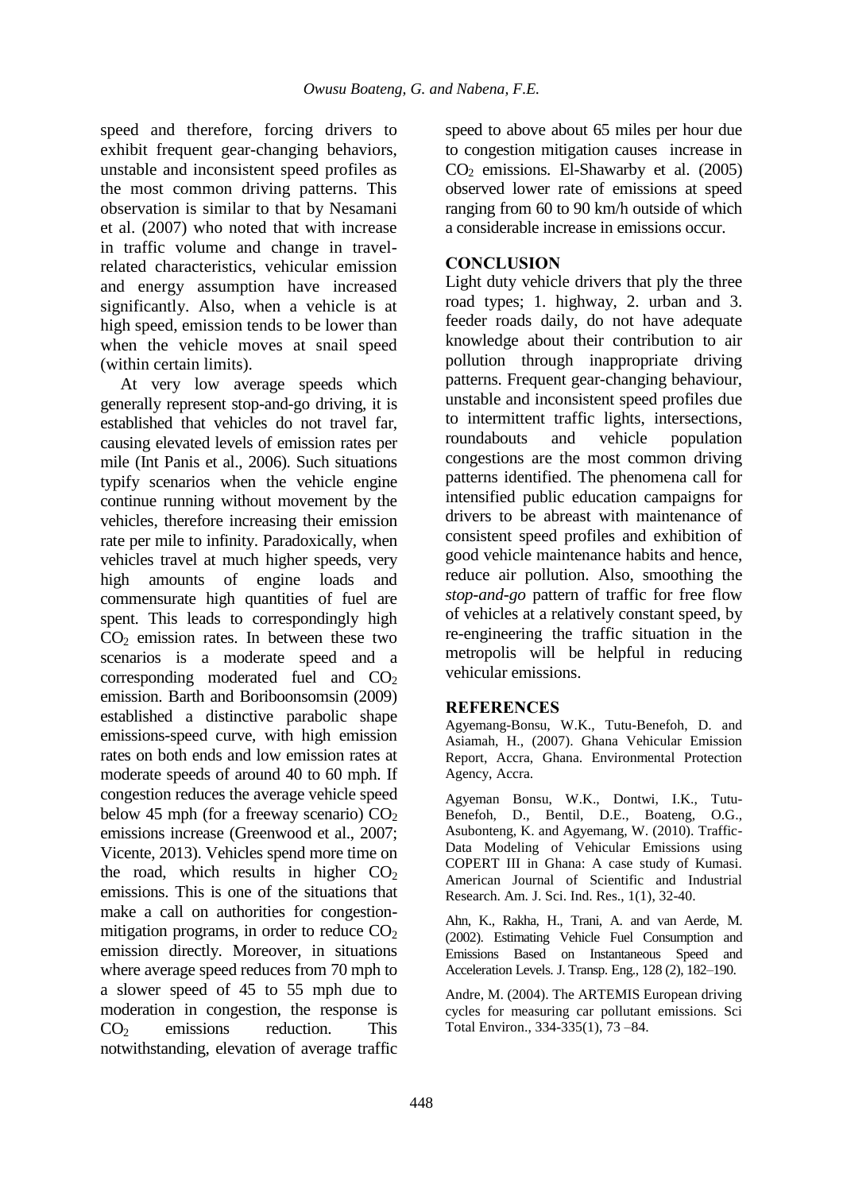speed and therefore, forcing drivers to exhibit frequent gear-changing behaviors, unstable and inconsistent speed profiles as the most common driving patterns. This observation is similar to that by Nesamani et al. (2007) who noted that with increase in traffic volume and change in travel-related characteristics, vehicular emission and energy assumption have increased significantly. Also, when a vehicle is at high speed, emission tends to be lower than when the vehicle moves at snail speed (within certain limits).

At very low average speeds which generally represent stop-and-go driving, it is established that vehicles do not travel far, causing elevated levels of emission rates per mile (Int Panis et al., 2006). Such situations typify scenarios when the vehicle engine continue running without movement by the vehicles, therefore increasing their emission rate per mile to infinity. Paradoxically, when vehicles travel at much higher speeds, very high amounts of engine loads and commensurate high quantities of fuel are spent. This leads to correspondingly high $CO_2$ emission rates. In between these two scenarios is a moderate speed and a corresponding moderated fuel and $CO_2$ emission. Barth and Boriboonsomsin (2009) established a distinctive parabolic shape emissions-speed curve, with high emission rates on both ends and low emission rates at moderate speeds of around 40 to 60 mph. If congestion reduces the average vehicle speed below 45 mph (for a freeway scenario) $CO_2$ emissions increase (Greenwood et al., 2007; Vicente, 2013). Vehicles spend more time on the road, which results in higher $CO_2$ emissions. This is one of the situations that make a call on authorities for congestion-mitigation programs, in order to reduce $CO_2$ emission directly. Moreover, in situations where average speed reduces from 70 mph to a slower speed of 45 to 55 mph due to moderation in congestion, the response is $CO_2$ emissions reduction. This notwithstanding, elevation of average traffic speed to above about 65 miles per hour due to congestion mitigation causes increase in $CO_2$ emissions. El-Shawarby et al. (2005) observed lower rate of emissions at speed ranging from 60 to 90 km/h outside of which a considerable increase in emissions occur.

## CONCLUSION

Light duty vehicle drivers that ply the three road types; 1. highway, 2. urban and 3. feeder roads daily, do not have adequate knowledge about their contribution to air pollution through inappropriate driving patterns. Frequent gear-changing behaviour, unstable and inconsistent speed profiles due to intermittent traffic lights, intersections, roundabouts and vehicle population congestions are the most common driving patterns identified. The phenomena call for intensified public education campaigns for drivers to be abreast with maintenance of consistent speed profiles and exhibition of good vehicle maintenance habits and hence, reduce air pollution. Also, smoothing the *stop-and-go* pattern of traffic for free flow of vehicles at a relatively constant speed, by re-engineering the traffic situation in the metropolis will be helpful in reducing vehicular emissions.

## REFERENCES

Agyemang-Bonsu, W.K., Tutu-Benefoh, D. and Asiamah, H., (2007). Ghana Vehicular Emission Report, Accra, Ghana. Environmental Protection Agency, Accra.

Agyeman Bonsu, W.K., Dontwi, I.K., Tutu-Benefoh, D., Bentil, D.E., Boateng, O.G., Asubonteng, K. and Agyemang, W. (2010). Traffic-Data Modeling of Vehicular Emissions using COPERT III in Ghana: A case study of Kumasi. American Journal of Scientific and Industrial Research. Am. J. Sci. Ind. Res., 1(1), 32-40.

Ahn, K., Rakha, H., Trani, A. and van Aerde, M. (2002). Estimating Vehicle Fuel Consumption and Emissions Based on Instantaneous Speed and Acceleration Levels. J. Transp. Eng., 128 (2), 182–190.

Andre, M. (2004). The ARTEMIS European driving cycles for measuring car pollutant emissions. Sci Total Environ., 334-335(1), 73 –84.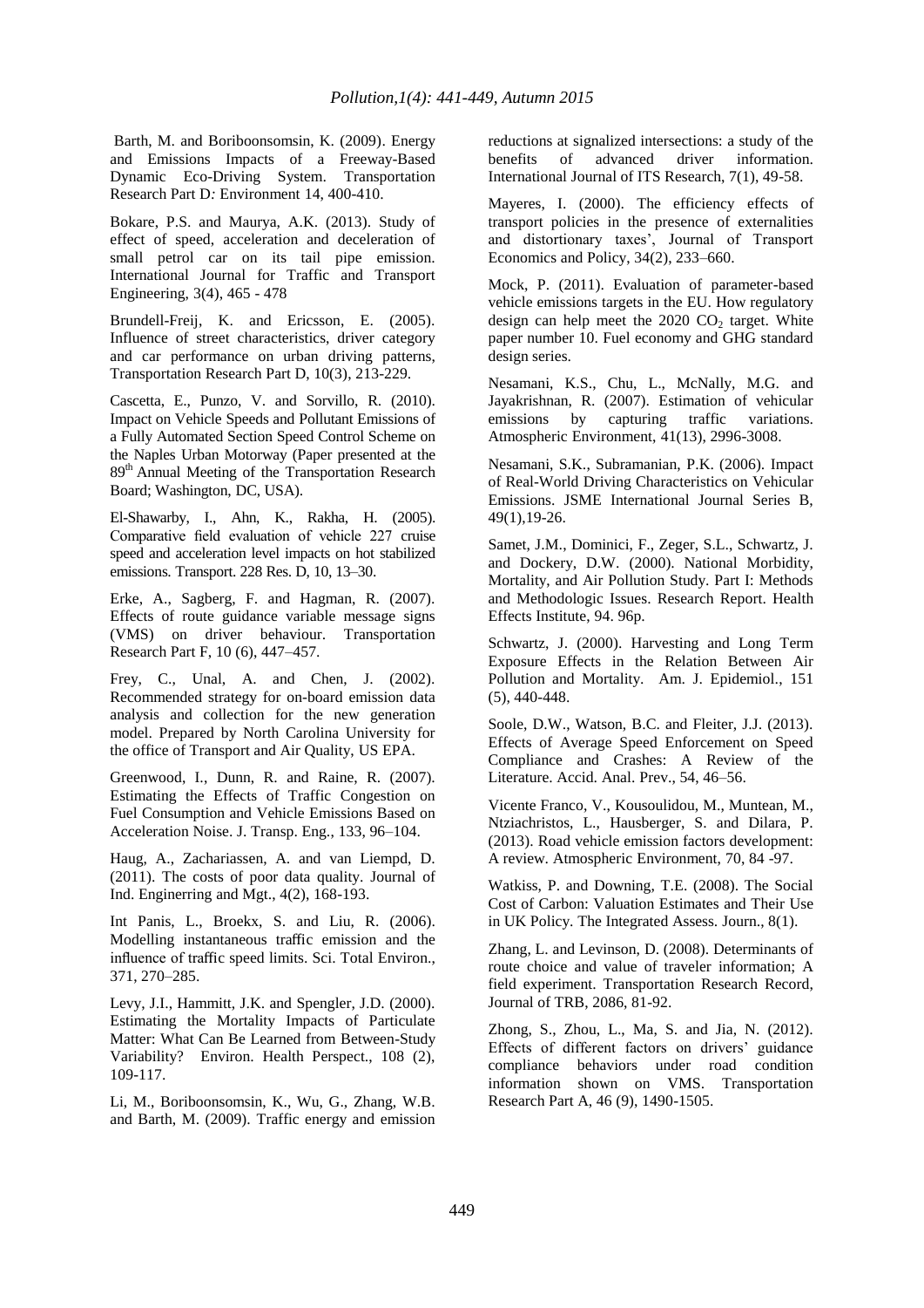Barth, M. and Boriboonsomsin, K. (2009). Energy and Emissions Impacts of a Freeway-Based Dynamic Eco-Driving System. Transportation Research Part D*:* Environment 14, 400-410.

Bokare, P.S. and Maurya, A.K. (2013). Study of effect of speed, acceleration and deceleration of small petrol car on its tail pipe emission. International Journal for Traffic and Transport Engineering, 3(4), 465 - 478

Brundell-Freij, K. and Ericsson, E. (2005). Influence of street characteristics, driver category and car performance on urban driving patterns, Transportation Research Part D, 10(3), 213-229.

Cascetta, E., Punzo, V. and Sorvillo, R. (2010). Impact on Vehicle Speeds and Pollutant Emissions of a Fully Automated Section Speed Control Scheme on the Naples Urban Motorway (Paper presented at the 89th Annual Meeting of the Transportation Research Board; Washington, DC, USA).

El-Shawarby, I., Ahn, K., Rakha, H. (2005). Comparative field evaluation of vehicle 227 cruise speed and acceleration level impacts on hot stabilized emissions. Transport. 228 Res. D, 10, 13–30.

Erke, A., Sagberg, F. and Hagman, R. (2007). Effects of route guidance variable message signs (VMS) on driver behaviour. Transportation Research Part F, 10 (6), 447–457.

Frey, C., Unal, A. and Chen, J. (2002). Recommended strategy for on-board emission data analysis and collection for the new generation model. Prepared by North Carolina University for the office of Transport and Air Quality, US EPA.

Greenwood, I., Dunn, R. and Raine, R. (2007). Estimating the Effects of Traffic Congestion on Fuel Consumption and Vehicle Emissions Based on Acceleration Noise. J. Transp. Eng., 133, 96–104.

Haug, A., Zachariassen, A. and van Liempd, D. (2011). The costs of poor data quality. Journal of Ind. Enginerring and Mgt., 4(2), 168-193.

Int Panis, L., Broekx, S. and Liu, R. (2006). Modelling instantaneous traffic emission and the influence of traffic speed limits. Sci. Total Environ., 371, 270–285.

Levy, J.I., Hammitt, J.K. and Spengler, J.D. (2000). Estimating the Mortality Impacts of Particulate Matter: What Can Be Learned from Between-Study Variability? Environ. Health Perspect., 108 (2), 109-117.

Li, M., Boriboonsomsin, K., Wu, G., Zhang, W.B. and Barth, M. (2009). Traffic energy and emission reductions at signalized intersections: a study of the benefits of advanced driver information. International Journal of ITS Research, 7(1), 49-58.

Mayeres, I. (2000). The efficiency effects of transport policies in the presence of externalities and distortionary taxes', Journal of Transport Economics and Policy, 34(2), 233–660.

Mock, P. (2011). Evaluation of parameter-based vehicle emissions targets in the EU. How regulatory design can help meet the 2020 $CO_2$ target. White paper number 10. Fuel economy and GHG standard design series.

Nesamani, K.S., Chu, L., McNally, M.G. and Jayakrishnan, R. (2007). Estimation of vehicular emissions by capturing traffic variations. Atmospheric Environment, 41(13), 2996-3008.

Nesamani, S.K., Subramanian, P.K. (2006). Impact of Real-World Driving Characteristics on Vehicular Emissions. JSME International Journal Series B, 49(1),19-26.

Samet, J.M., Dominici, F., Zeger, S.L., Schwartz, J. and Dockery, D.W. (2000). National Morbidity, Mortality, and Air Pollution Study. Part I: Methods and Methodologic Issues. Research Report. Health Effects Institute, 94. 96p.

Schwartz, J. (2000). Harvesting and Long Term Exposure Effects in the Relation Between Air Pollution and Mortality. Am. J. Epidemiol., 151 (5), 440-448.

Soole, D.W., Watson, B.C. and Fleiter, J.J. (2013). Effects of Average Speed Enforcement on Speed Compliance and Crashes: A Review of the Literature. Accid. Anal. Prev., 54, 46–56.

Vicente Franco, V., Kousoulidou, M., Muntean, M., Ntziachristos, L., Hausberger, S. and Dilara, P. (2013). Road vehicle emission factors development: A review. Atmospheric Environment, 70, 84 -97.

Watkiss, P. and Downing, T.E. (2008). The Social Cost of Carbon: Valuation Estimates and Their Use in UK Policy. The Integrated Assess. Journ., 8(1).

Zhang, L. and Levinson, D. (2008). Determinants of route choice and value of traveler information; A field experiment. Transportation Research Record, Journal of TRB, 2086, 81-92.

Zhong, S., Zhou, L., Ma, S. and Jia, N. (2012). Effects of different factors on drivers' guidance compliance behaviors under road condition information shown on VMS. Transportation Research Part A, 46 (9), 1490-1505.